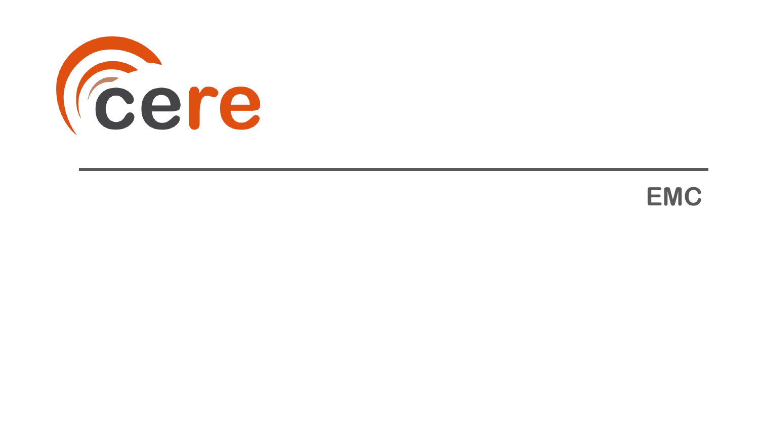cere

EMC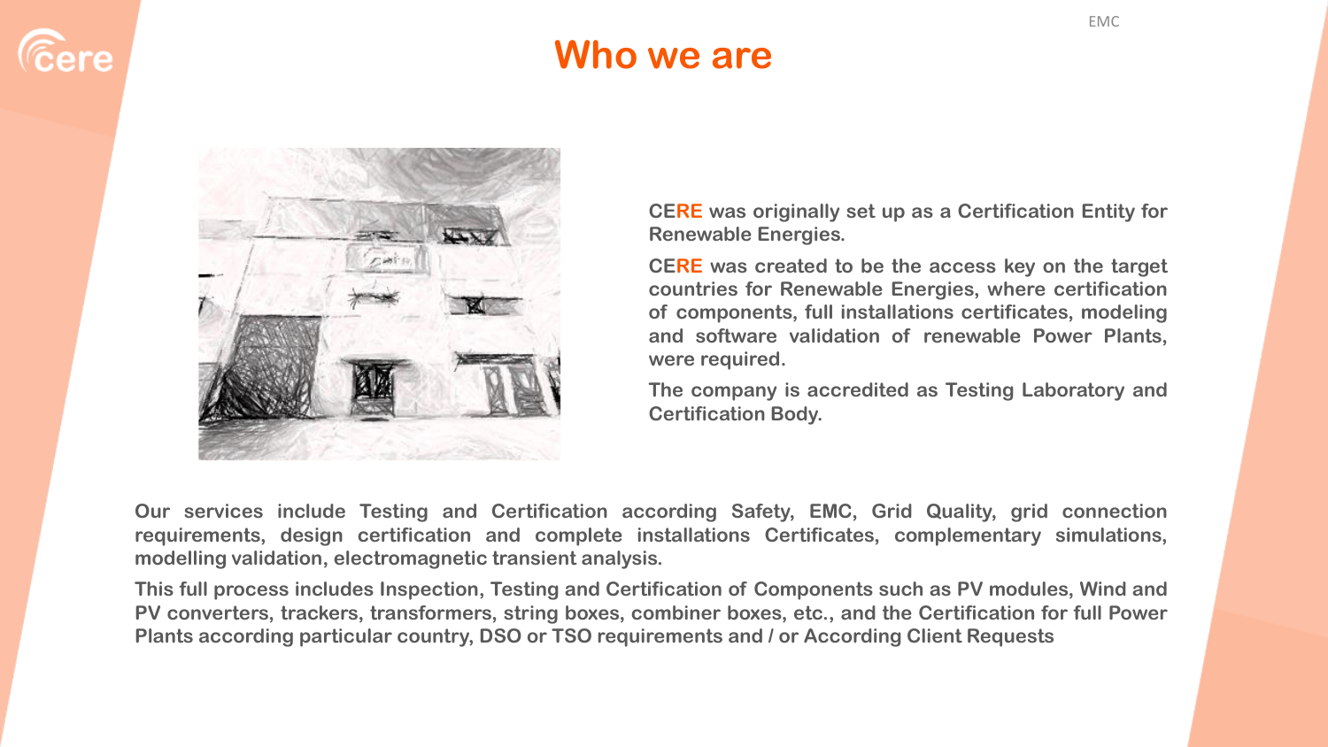# Who we are

**CERE was originally set up as a Certification Entity for Renewable Energies.**

**CERE was created to be the access key on the target countries for Renewable Energies, where certification of components, full installations certificates, modeling and software validation of renewable Power Plants, were required.**

**The company is accredited as Testing Laboratory and Certification Body.**

**Our services include Testing and Certification according Safety, EMC, Grid Quality, grid connection requirements, design certification and complete installations Certificates, complementary simulations, modelling validation, electromagnetic transient analysis.**

**This full process includes Inspection, Testing and Certification of Components such as PV modules, Wind and PV converters, trackers, transformers, string boxes, combiner boxes, etc., and the Certification for full Power Plants according particular country, DSO or TSO requirements and / or According Client Requests**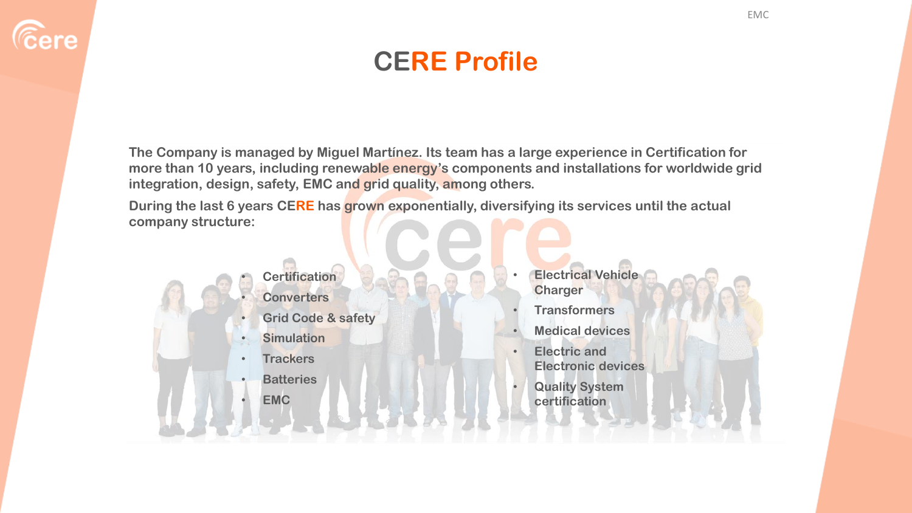# CERE Profile

**The Company is managed by Miguel Martínez. Its team has a large experience in Certification for more than 10 years, including renewable energy's components and installations for worldwide grid integration, design, safety, EMC and grid quality, among others.**

**During the last 6 years CERE has grown exponentially, diversifying its services until the actual company structure:**

- **Certification**
- **Converters**
- **Grid Code & safety**
- **Simulation**
- **Trackers**
- **Batteries**
- **EMC**
- **Electrical Vehicle Charger**
- **Transformers**
- **Medical devices**
- **Electric and Electronic devices**
- **Quality System certification**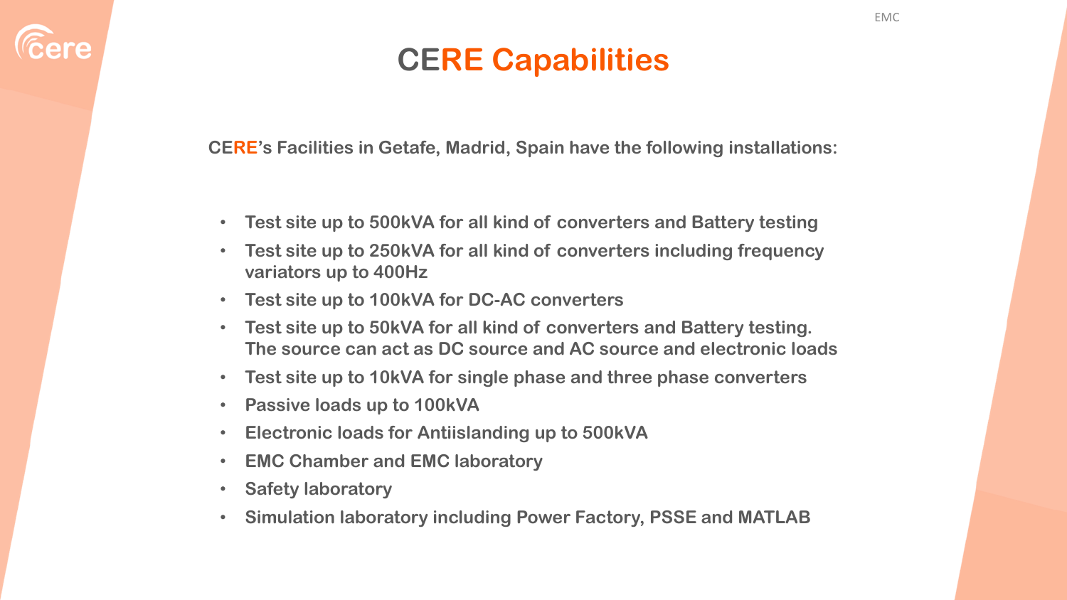# CERE Capabilities

**CERE's Facilities in Getafe, Madrid, Spain have the following installations:**

- Test site up to 500kVA for all kind of converters and Battery testing
- Test site up to 250kVA for all kind of converters including frequency variators up to 400Hz
- Test site up to 100kVA for DC-AC converters
- Test site up to 50kVA for all kind of converters and Battery testing. The source can act as DC source and AC source and electronic loads
- Test site up to 10kVA for single phase and three phase converters
- Passive loads up to 100kVA
- Electronic loads for Antiislanding up to 500kVA
- EMC Chamber and EMC laboratory
- Safety laboratory
- Simulation laboratory including Power Factory, PSSE and MATLAB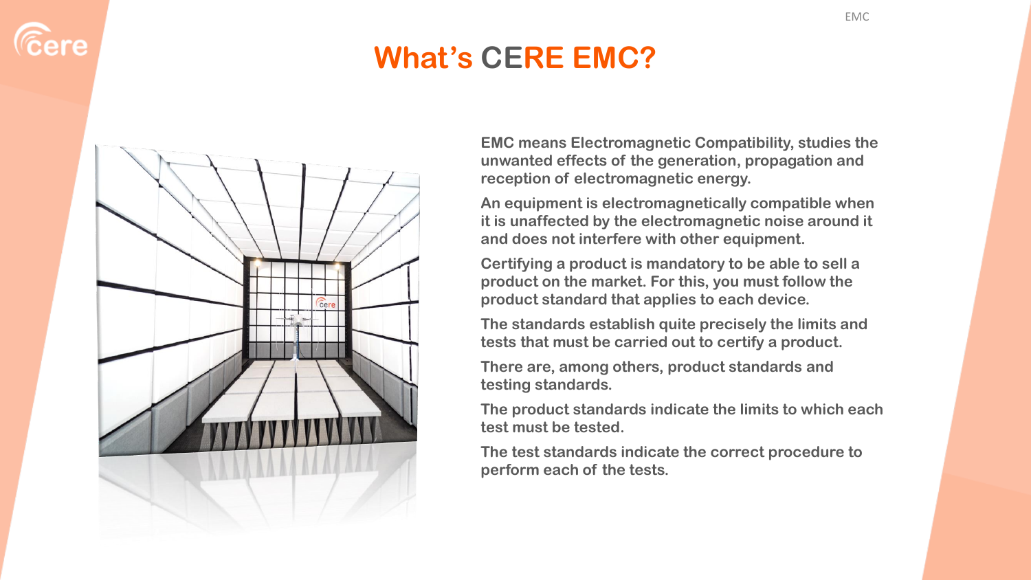# What's CERE EMC?

EMC means Electromagnetic Compatibility, studies the unwanted effects of the generation, propagation and reception of electromagnetic energy.

An equipment is electromagnetically compatible when it is unaffected by the electromagnetic noise around it and does not interfere with other equipment.

Certifying a product is mandatory to be able to sell a product on the market. For this, you must follow the product standard that applies to each device.

The standards establish quite precisely the limits and tests that must be carried out to certify a product.

There are, among others, product standards and testing standards.

The product standards indicate the limits to which each test must be tested.

The test standards indicate the correct procedure to perform each of the tests.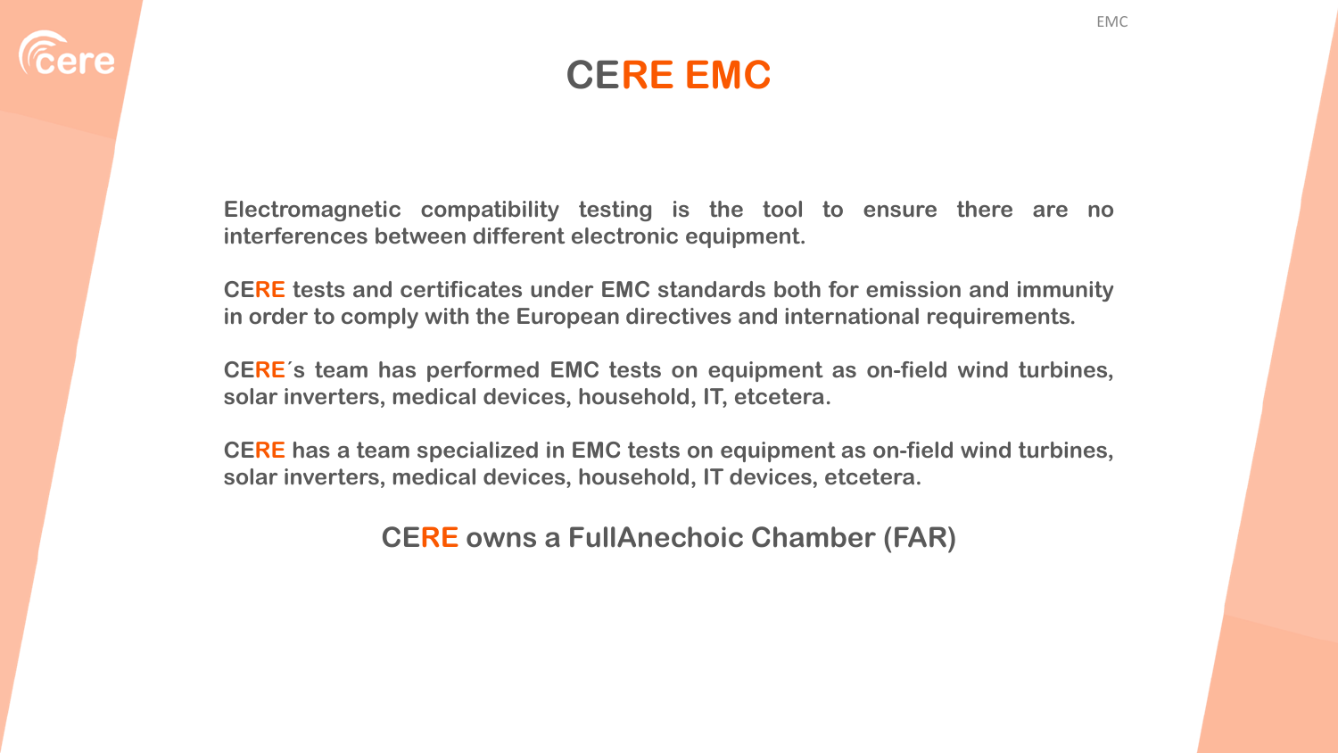# CERE EMC

**Electromagnetic compatibility testing is the tool to ensure there are no interferences between different electronic equipment.**

**CERE tests and certificates under EMC standards both for emission and immunity in order to comply with the European directives and international requirements.**

**CERE´s team has performed EMC tests on equipment as on-field wind turbines, solar inverters, medical devices, household, IT, etcetera.**

**CERE has a team specialized in EMC tests on equipment as on-field wind turbines, solar inverters, medical devices, household, IT devices, etcetera.**

**CERE owns a FullAnechoic Chamber (FAR)**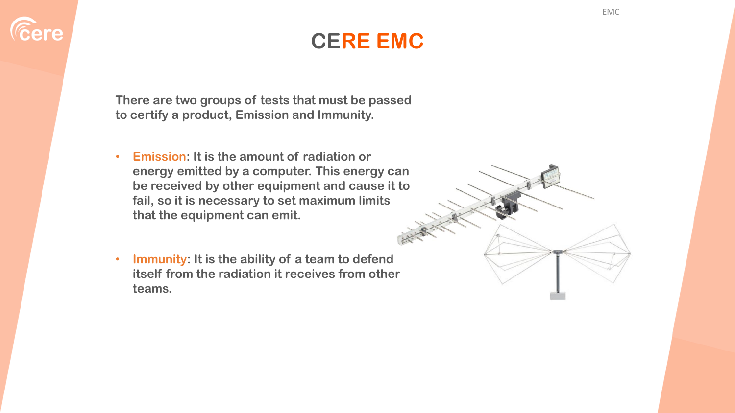# CERE EMC

There are two groups of tests that must be passed to certify a product, Emission and Immunity.

- **Emission**: It is the amount of radiation or energy emitted by a computer. This energy can be received by other equipment and cause it to fail, so it is necessary to set maximum limits that the equipment can emit.

- **Immunity**: It is the ability of a team to defend itself from the radiation it receives from other teams.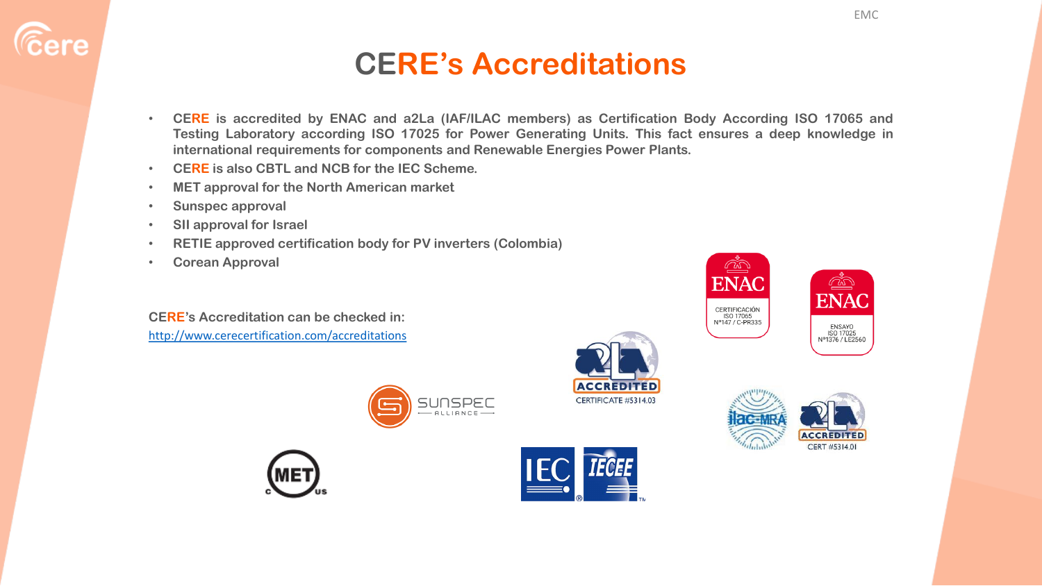# CERE's Accreditations

- CERE is accredited by ENAC and a2La (IAF/ILAC members) as Certification Body According ISO 17065 and Testing Laboratory according ISO 17025 for Power Generating Units. This fact ensures a deep knowledge in international requirements for components and Renewable Energies Power Plants.
- CERE is also CBTL and NCB for the IEC Scheme.
- MET approval for the North American market
- Sunspec approval
- SII approval for Israel
- RETIE approved certification body for PV inverters (Colombia)
- Corean Approval

CERE's Accreditation can be checked in:
http://www.cerecertification.com/accreditations

ENAC CERTIFICACIÓN ISO 17065 Nº147 / C-PR335

ENAC ENSAYO ISO 17025 Nº1376 / LE2560

ACCREDITED CERTIFICATE #5314.03

ACCREDITED CERT #5314.01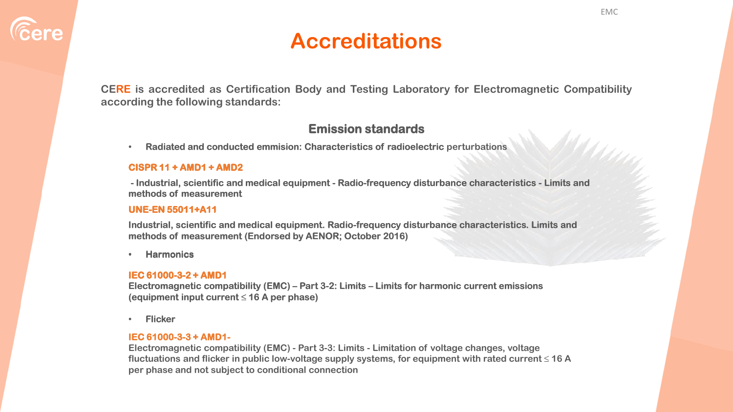# Accreditations

**CERE is accredited as Certification Body and Testing Laboratory for Electromagnetic Compatibility according the following standards:**

## Emission standards

- **Radiated and conducted emmision: Characteristics of radioelectric perturbations**

**CISPR 11 + AMD1 + AMD2**

**- Industrial, scientific and medical equipment - Radio-frequency disturbance characteristics - Limits and methods of measurement**

**UNE-EN 55011+A11**

**Industrial, scientific and medical equipment. Radio-frequency disturbance characteristics. Limits and methods of measurement (Endorsed by AENOR; October 2016)**

- **Harmonics**

**IEC 61000-3-2 + AMD1**
**Electromagnetic compatibility (EMC) – Part 3-2: Limits – Limits for harmonic current emissions (equipment input current ≤ 16 A per phase)**

- **Flicker**

**IEC 61000-3-3 + AMD1-**
**Electromagnetic compatibility (EMC) - Part 3-3: Limits - Limitation of voltage changes, voltage fluctuations and flicker in public low-voltage supply systems, for equipment with rated current ≤ 16 A per phase and not subject to conditional connection**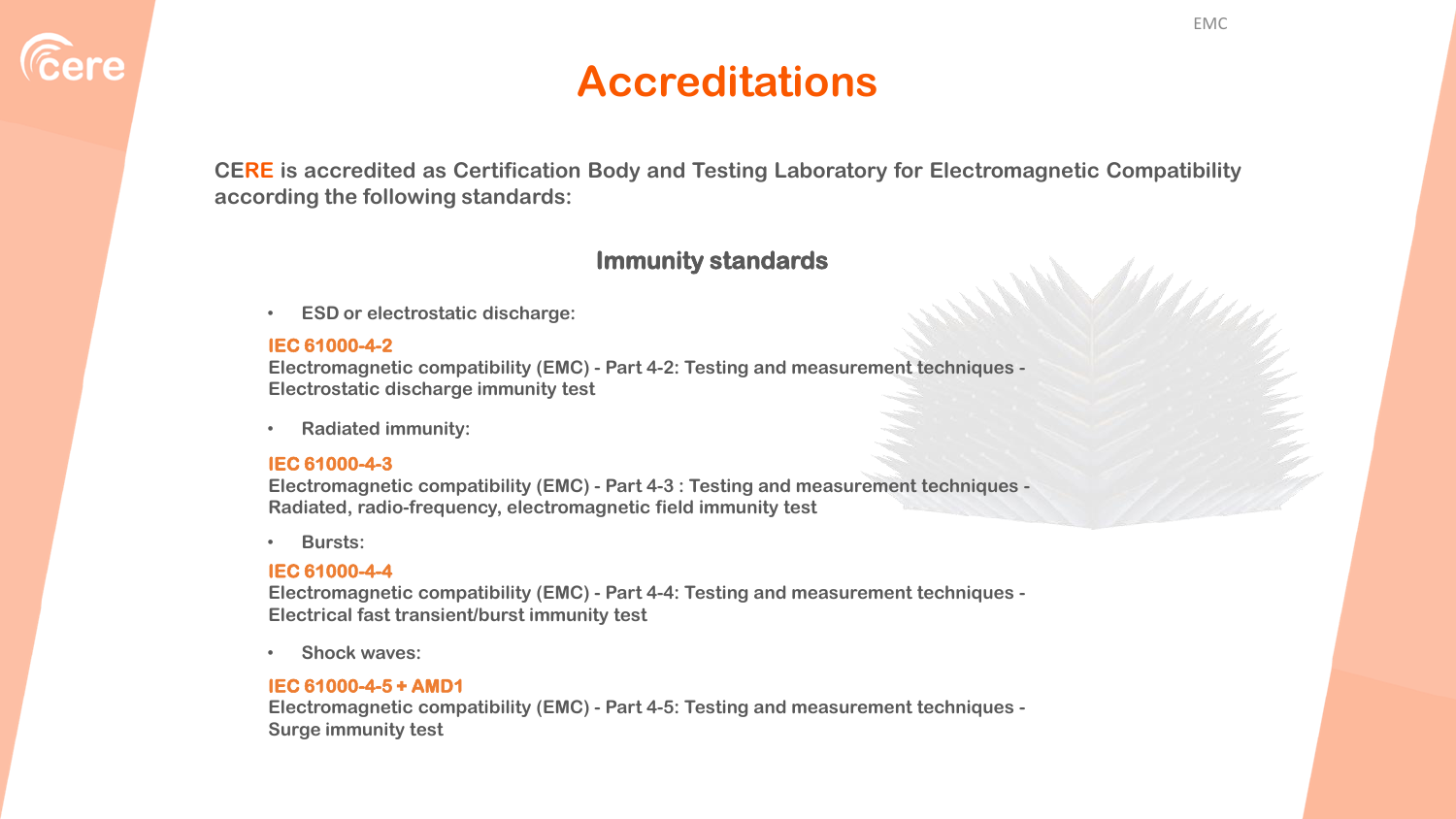# Accreditations

**CERE is accredited as Certification Body and Testing Laboratory for Electromagnetic Compatibility according the following standards:**

## Immunity standards

- **ESD or electrostatic discharge:**

**IEC 61000-4-2**
**Electromagnetic compatibility (EMC) - Part 4-2: Testing and measurement techniques - Electrostatic discharge immunity test**

- **Radiated immunity:**

**IEC 61000-4-3**
**Electromagnetic compatibility (EMC) - Part 4-3 : Testing and measurement techniques - Radiated, radio-frequency, electromagnetic field immunity test**

- **Bursts:**

**IEC 61000-4-4**
**Electromagnetic compatibility (EMC) - Part 4-4: Testing and measurement techniques - Electrical fast transient/burst immunity test**

- **Shock waves:**

**IEC 61000-4-5 + AMD1**
**Electromagnetic compatibility (EMC) - Part 4-5: Testing and measurement techniques - Surge immunity test**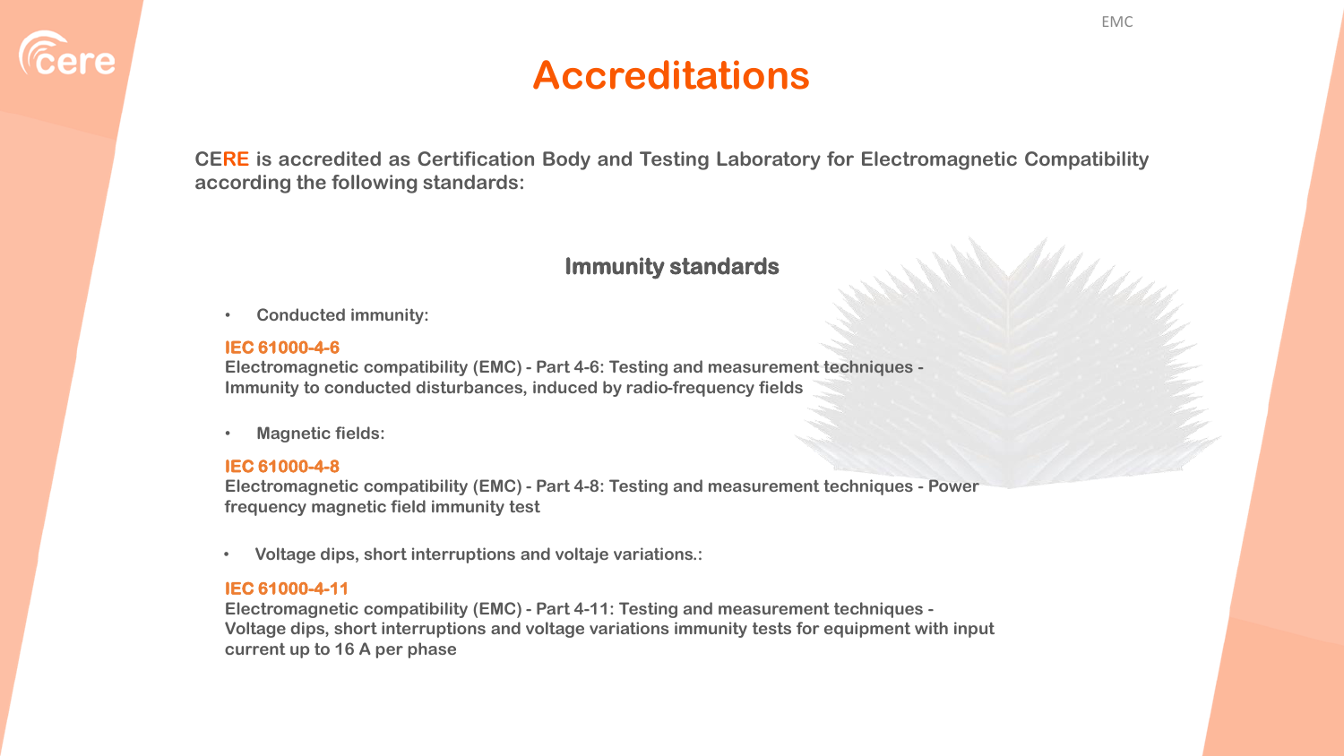# Accreditations

**CERE is accredited as Certification Body and Testing Laboratory for Electromagnetic Compatibility according the following standards:**

## Immunity standards

- **Conducted immunity:**

**IEC 61000-4-6**
**Electromagnetic compatibility (EMC) - Part 4-6: Testing and measurement techniques - Immunity to conducted disturbances, induced by radio-frequency fields**

- **Magnetic fields:**

**IEC 61000-4-8**
**Electromagnetic compatibility (EMC) - Part 4-8: Testing and measurement techniques - Power frequency magnetic field immunity test**

- **Voltage dips, short interruptions and voltaje variations.:**

**IEC 61000-4-11**
**Electromagnetic compatibility (EMC) - Part 4-11: Testing and measurement techniques - Voltage dips, short interruptions and voltage variations immunity tests for equipment with input current up to 16 A per phase**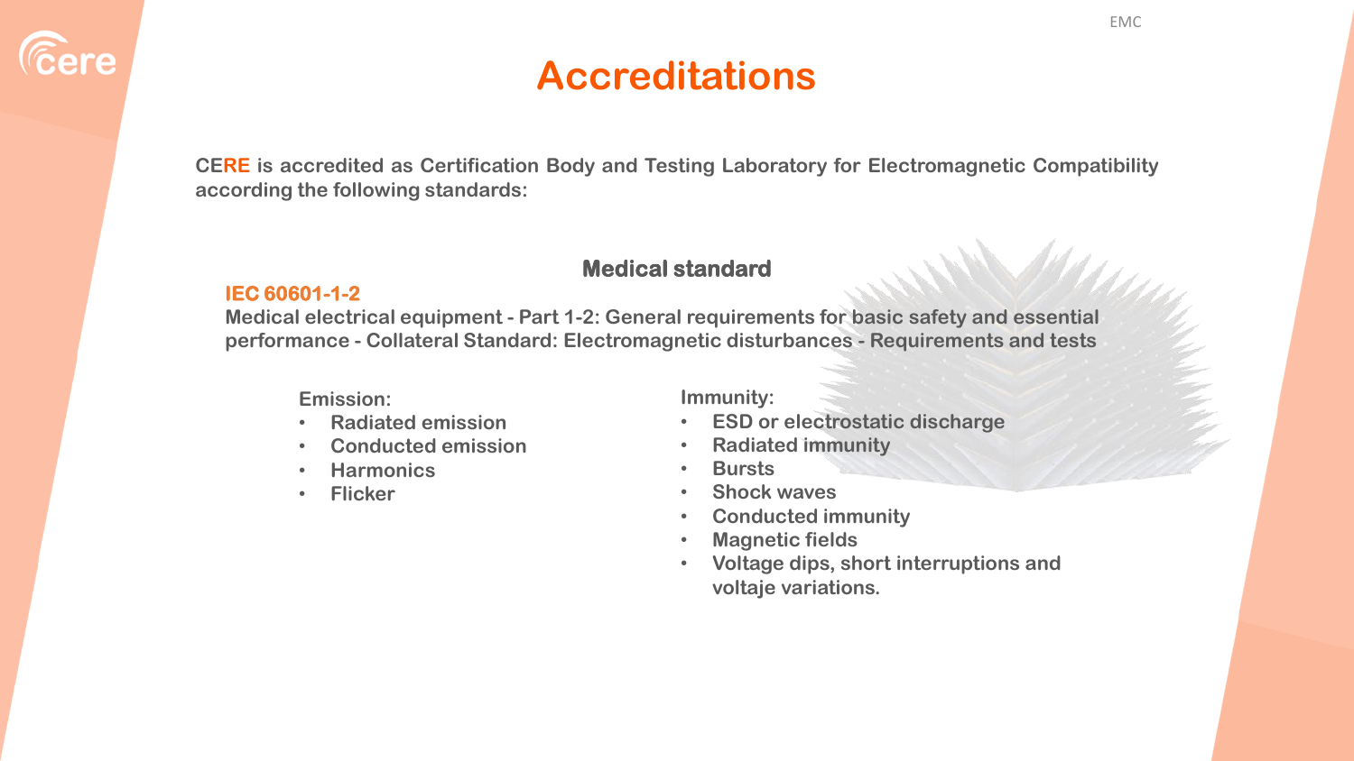# Accreditations

CERE is accredited as Certification Body and Testing Laboratory for Electromagnetic Compatibility according the following standards:

## Medical standard

**IEC 60601-1-2**

**Medical electrical equipment - Part 1-2: General requirements for basic safety and essential performance - Collateral Standard: Electromagnetic disturbances - Requirements and tests**

Emission:

- Radiated emission
- Conducted emission
- Harmonics
- Flicker

Immunity:

- ESD or electrostatic discharge
- Radiated immunity
- Bursts
- Shock waves
- Conducted immunity
- Magnetic fields
- Voltage dips, short interruptions and voltaje variations.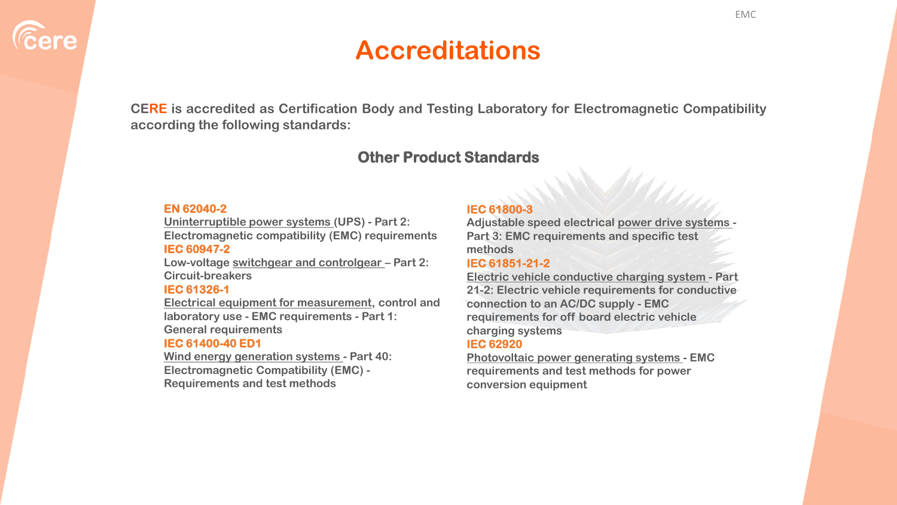# Accreditations

CERE is accredited as Certification Body and Testing Laboratory for Electromagnetic Compatibility according the following standards:

## Other Product Standards

**EN 62040-2**
Uninterruptible power systems (UPS) - Part 2: Electromagnetic compatibility (EMC) requirements

**IEC 60947-2**
Low-voltage switchgear and controlgear – Part 2: Circuit-breakers

**IEC 61326-1**
Electrical equipment for measurement, control and laboratory use - EMC requirements - Part 1: General requirements

**IEC 61400-40 ED1**
Wind energy generation systems - Part 40: Electromagnetic Compatibility (EMC) - Requirements and test methods

**IEC 61800-3**
Adjustable speed electrical power drive systems - Part 3: EMC requirements and specific test methods

**IEC 61851-21-2**
Electric vehicle conductive charging system - Part 21-2: Electric vehicle requirements for conductive connection to an AC/DC supply - EMC requirements for off board electric vehicle charging systems

**IEC 62920**
Photovoltaic power generating systems - EMC requirements and test methods for power conversion equipment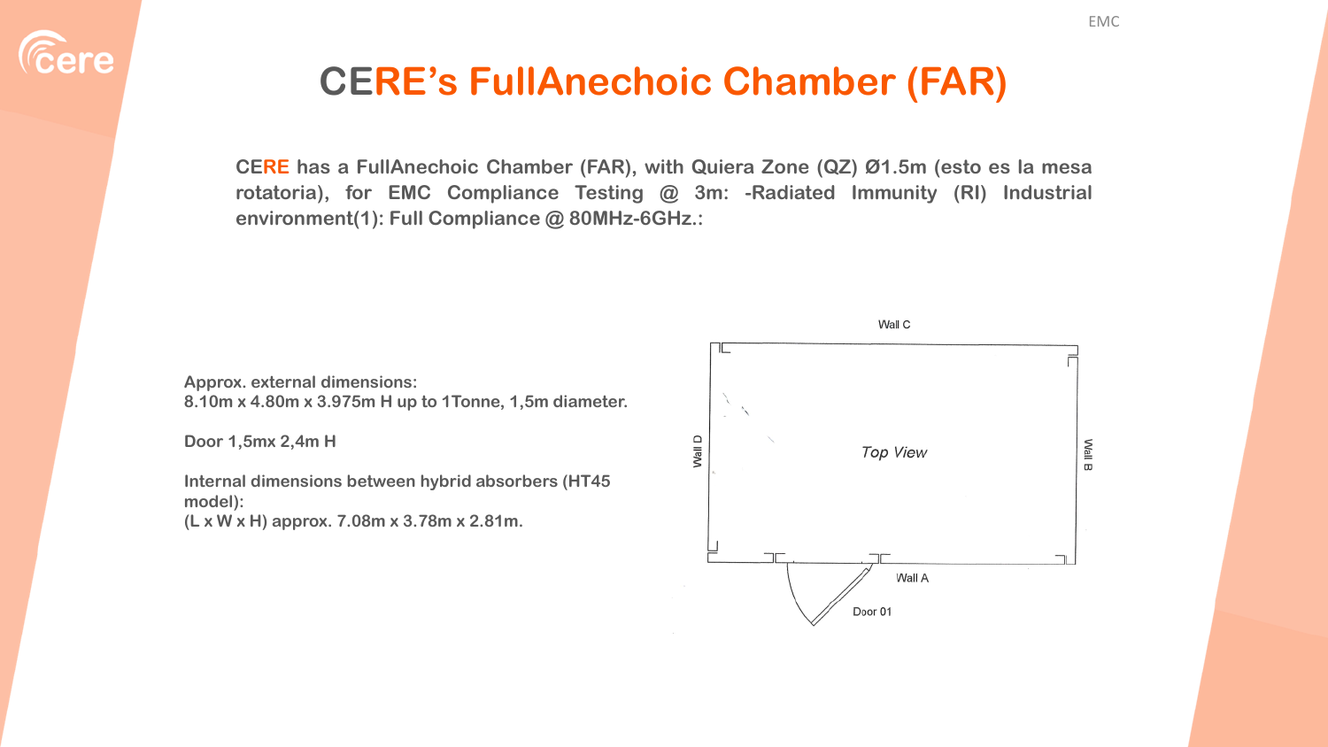# CERE's FullAnechoic Chamber (FAR)

**CERE has a FullAnechoic Chamber (FAR), with Quiera Zone (QZ) Ø1.5m (esto es la mesa rotatoria), for EMC Compliance Testing @ 3m: -Radiated Immunity (RI) Industrial environment(1): Full Compliance @ 80MHz-6GHz.:**

**Approx. external dimensions:**
**8.10m x 4.80m x 3.975m H up to 1Tonne, 1,5m diameter.**

**Door 1,5mx 2,4m H**

**Internal dimensions between hybrid absorbers (HT45 model):**
**(L x W x H) approx. 7.08m x 3.78m x 2.81m.**

Wall C

Wall D

*Top View*

Wall B

Wall A

Door 01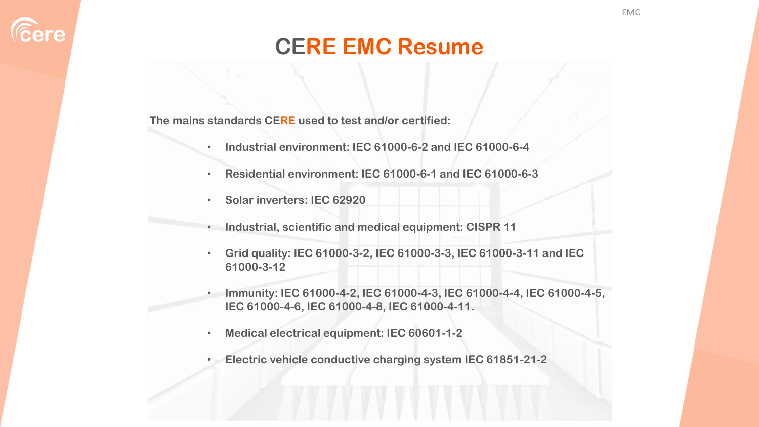# CERE EMC Resume

**The mains standards CERE used to test and/or certified:**

- **Industrial environment: IEC 61000-6-2 and IEC 61000-6-4**
- **Residential environment: IEC 61000-6-1 and IEC 61000-6-3**
- **Solar inverters: IEC 62920**
- **Industrial, scientific and medical equipment: CISPR 11**
- **Grid quality: IEC 61000-3-2, IEC 61000-3-3, IEC 61000-3-11 and IEC 61000-3-12**
- **Immunity: IEC 61000-4-2, IEC 61000-4-3, IEC 61000-4-4, IEC 61000-4-5, IEC 61000-4-6, IEC 61000-4-8, IEC 61000-4-11.**
- **Medical electrical equipment: IEC 60601-1-2**
- **Electric vehicle conductive charging system IEC 61851-21-2**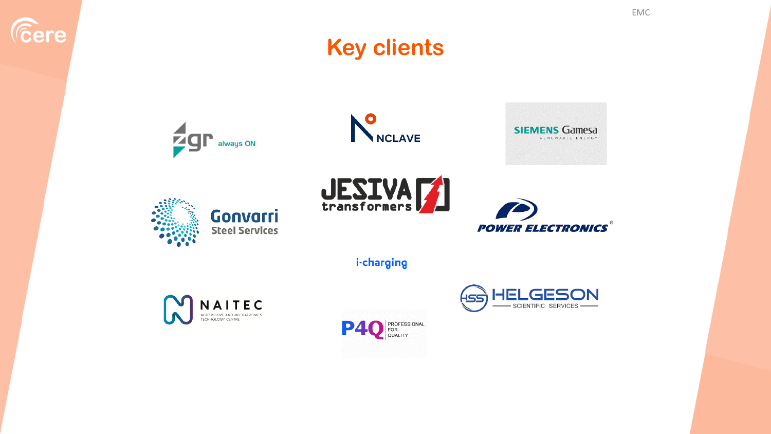# Key clients

- zgr always ON
- NCLAVE
- SIEMENS Gamesa RENEWABLE ENERGY
- Gonvarri Steel Services
- JESIVA transformers
- POWER ELECTRONICS
- i-charging
- NAITEC AUTOMOTIVE AND MECHATRONICS TECHNOLOGY CENTRE
- P4Q PROFESSIONAL FOR QUALITY
- HSS HELGESON SCIENTIFIC SERVICES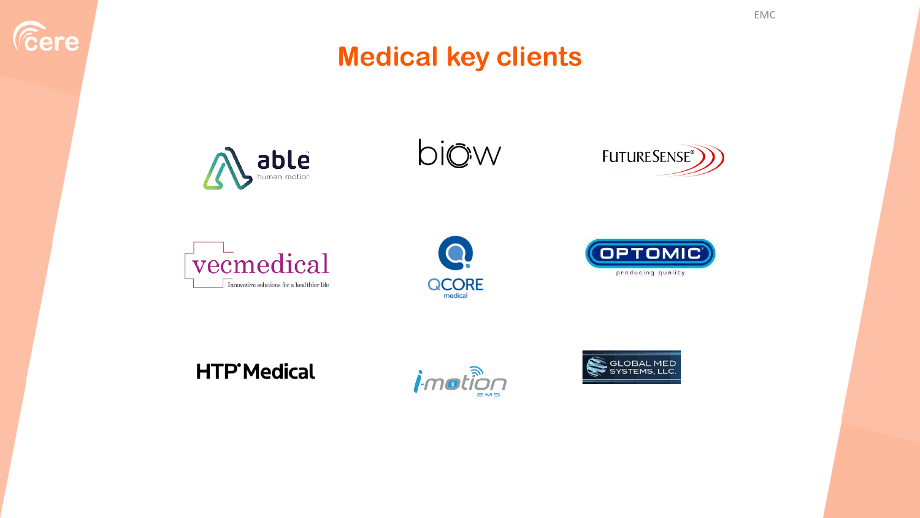# Medical key clients

able human motion

biow

FUTURESENSE®

vecmedical — Innovative solutions for a healthier life

QCORE medical

OPTOMIC — producing quality

HTP Medical

i-motion EMS

GLOBAL MED SYSTEMS, LLC.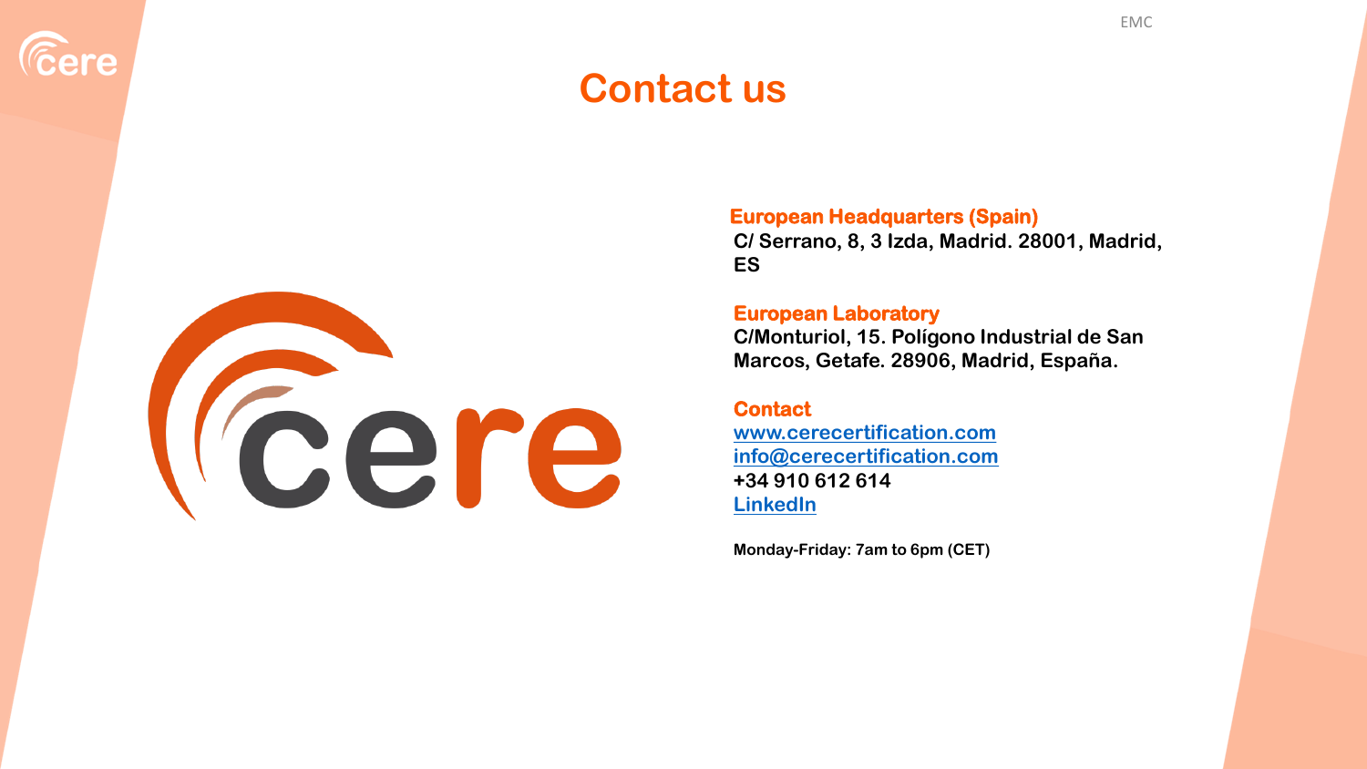# Contact us

**European Headquarters (Spain)**
**C/ Serrano, 8, 3 Izda, Madrid. 28001, Madrid, ES**

**European Laboratory**
**C/Monturiol, 15. Polígono Industrial de San Marcos, Getafe. 28906, Madrid, España.**

**Contact**
**[www.cerecertification.com](http://www.cerecertification.com)**
**[info@cerecertification.com](mailto:info@cerecertification.com)**
**+34 910 612 614**
**LinkedIn**

**Monday-Friday: 7am to 6pm (CET)**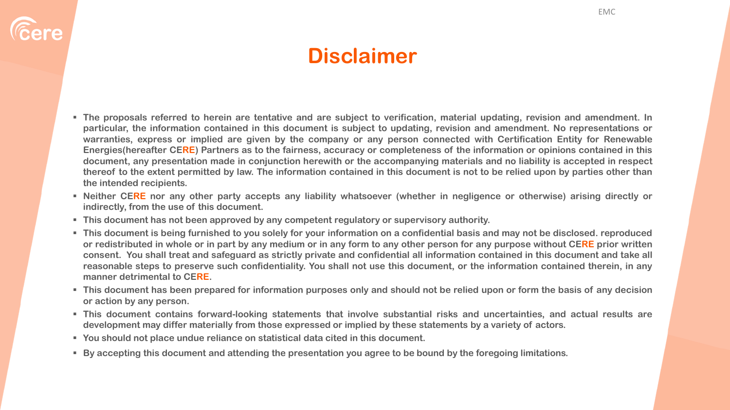# Disclaimer

- The proposals referred to herein are tentative and are subject to verification, material updating, revision and amendment. In particular, the information contained in this document is subject to updating, revision and amendment. No representations or warranties, express or implied are given by the company or any person connected with Certification Entity for Renewable Energies(hereafter CERE) Partners as to the fairness, accuracy or completeness of the information or opinions contained in this document, any presentation made in conjunction herewith or the accompanying materials and no liability is accepted in respect thereof to the extent permitted by law. The information contained in this document is not to be relied upon by parties other than the intended recipients.
- Neither CERE nor any other party accepts any liability whatsoever (whether in negligence or otherwise) arising directly or indirectly, from the use of this document.
- This document has not been approved by any competent regulatory or supervisory authority.
- This document is being furnished to you solely for your information on a confidential basis and may not be disclosed. reproduced or redistributed in whole or in part by any medium or in any form to any other person for any purpose without CERE prior written consent. You shall treat and safeguard as strictly private and confidential all information contained in this document and take all reasonable steps to preserve such confidentiality. You shall not use this document, or the information contained therein, in any manner detrimental to CERE.
- This document has been prepared for information purposes only and should not be relied upon or form the basis of any decision or action by any person.
- This document contains forward-looking statements that involve substantial risks and uncertainties, and actual results are development may differ materially from those expressed or implied by these statements by a variety of actors.
- You should not place undue reliance on statistical data cited in this document.
- By accepting this document and attending the presentation you agree to be bound by the foregoing limitations.